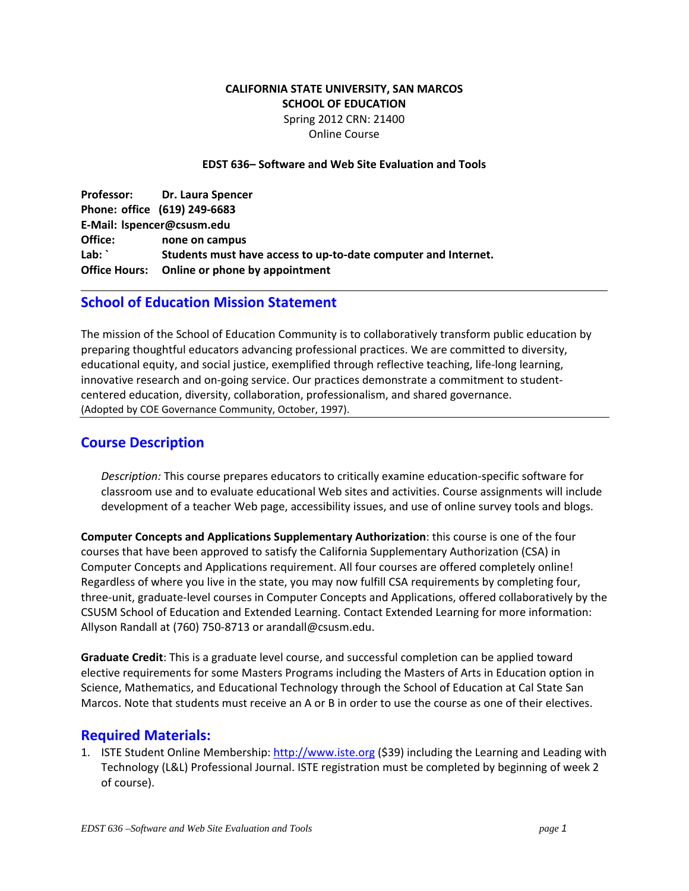**CALIFORNIA STATE UNIVERSITY, SAN MARCOS**
**SCHOOL OF EDUCATION**
Spring 2012 CRN: 21400
Online Course

**EDST 636– Software and Web Site Evaluation and Tools**

**Professor:** **Dr. Laura Spencer**
**Phone: office** **(619) 249-6683**
**E-Mail: lspencer@csusm.edu**
**Office:** **none on campus**
**Lab: `** **Students must have access to up-to-date computer and Internet.**
**Office Hours:** **Online or phone by appointment**

## School of Education Mission Statement

The mission of the School of Education Community is to collaboratively transform public education by preparing thoughtful educators advancing professional practices. We are committed to diversity, educational equity, and social justice, exemplified through reflective teaching, life-long learning, innovative research and on-going service. Our practices demonstrate a commitment to student-centered education, diversity, collaboration, professionalism, and shared governance.
(Adopted by COE Governance Community, October, 1997).

## Course Description

*Description:* This course prepares educators to critically examine education-specific software for classroom use and to evaluate educational Web sites and activities. Course assignments will include development of a teacher Web page, accessibility issues, and use of online survey tools and blogs.

**Computer Concepts and Applications Supplementary Authorization**: this course is one of the four courses that have been approved to satisfy the California Supplementary Authorization (CSA) in Computer Concepts and Applications requirement. All four courses are offered completely online! Regardless of where you live in the state, you may now fulfill CSA requirements by completing four, three-unit, graduate-level courses in Computer Concepts and Applications, offered collaboratively by the CSUSM School of Education and Extended Learning. Contact Extended Learning for more information: Allyson Randall at (760) 750-8713 or arandall@csusm.edu.

**Graduate Credit**: This is a graduate level course, and successful completion can be applied toward elective requirements for some Masters Programs including the Masters of Arts in Education option in Science, Mathematics, and Educational Technology through the School of Education at Cal State San Marcos. Note that students must receive an A or B in order to use the course as one of their electives.

## Required Materials:

1. ISTE Student Online Membership: http://www.iste.org ($39) including the Learning and Leading with Technology (L&L) Professional Journal. ISTE registration must be completed by beginning of week 2 of course).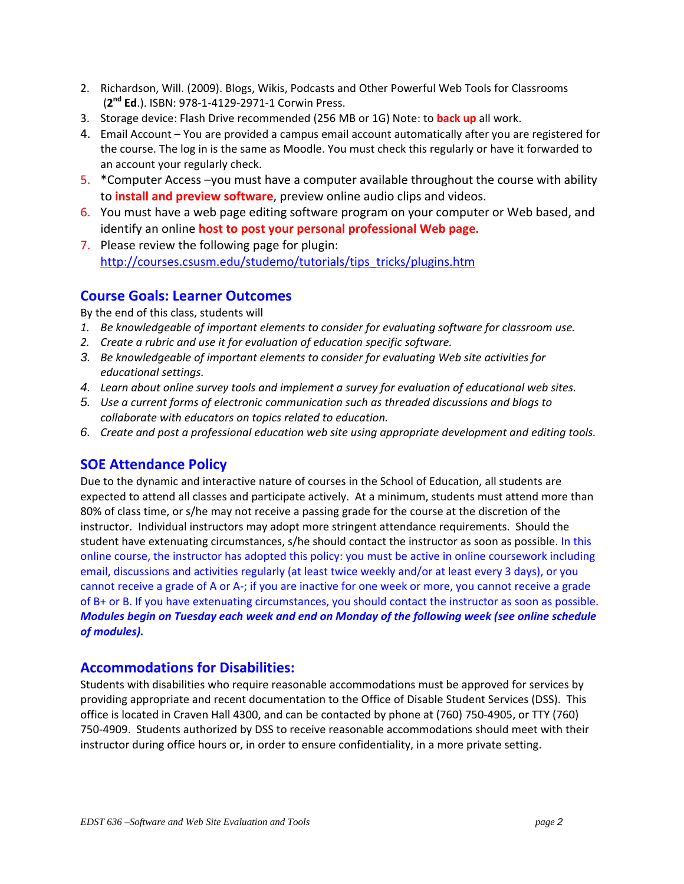2. Richardson, Will. (2009). Blogs, Wikis, Podcasts and Other Powerful Web Tools for Classrooms (**2nd Ed**.). ISBN: 978-1-4129-2971-1 Corwin Press.
3. Storage device: Flash Drive recommended (256 MB or 1G) Note: to **back up** all work.
4. Email Account – You are provided a campus email account automatically after you are registered for the course. The log in is the same as Moodle. You must check this regularly or have it forwarded to an account your regularly check.
5. *Computer Access –you must have a computer available throughout the course with ability to **install and preview software**, preview online audio clips and videos.
6. You must have a web page editing software program on your computer or Web based, and identify an online **host to post your personal professional Web page.**
7. Please review the following page for plugin: http://courses.csusm.edu/studemo/tutorials/tips_tricks/plugins.htm

## Course Goals: Learner Outcomes

By the end of this class, students will

1. *Be knowledgeable of important elements to consider for evaluating software for classroom use.*
2. *Create a rubric and use it for evaluation of education specific software.*
3. *Be knowledgeable of important elements to consider for evaluating Web site activities for educational settings.*
4. *Learn about online survey tools and implement a survey for evaluation of educational web sites.*
5. *Use a current forms of electronic communication such as threaded discussions and blogs to collaborate with educators on topics related to education.*
6. *Create and post a professional education web site using appropriate development and editing tools.*

## SOE Attendance Policy

Due to the dynamic and interactive nature of courses in the School of Education, all students are expected to attend all classes and participate actively. At a minimum, students must attend more than 80% of class time, or s/he may not receive a passing grade for the course at the discretion of the instructor. Individual instructors may adopt more stringent attendance requirements. Should the student have extenuating circumstances, s/he should contact the instructor as soon as possible. In this online course, the instructor has adopted this policy: you must be active in online coursework including email, discussions and activities regularly (at least twice weekly and/or at least every 3 days), or you cannot receive a grade of A or A-; if you are inactive for one week or more, you cannot receive a grade of B+ or B. If you have extenuating circumstances, you should contact the instructor as soon as possible. ***Modules begin on Tuesday each week and end on Monday of the following week (see online schedule of modules).***

## Accommodations for Disabilities:

Students with disabilities who require reasonable accommodations must be approved for services by providing appropriate and recent documentation to the Office of Disable Student Services (DSS). This office is located in Craven Hall 4300, and can be contacted by phone at (760) 750-4905, or TTY (760) 750-4909. Students authorized by DSS to receive reasonable accommodations should meet with their instructor during office hours or, in order to ensure confidentiality, in a more private setting.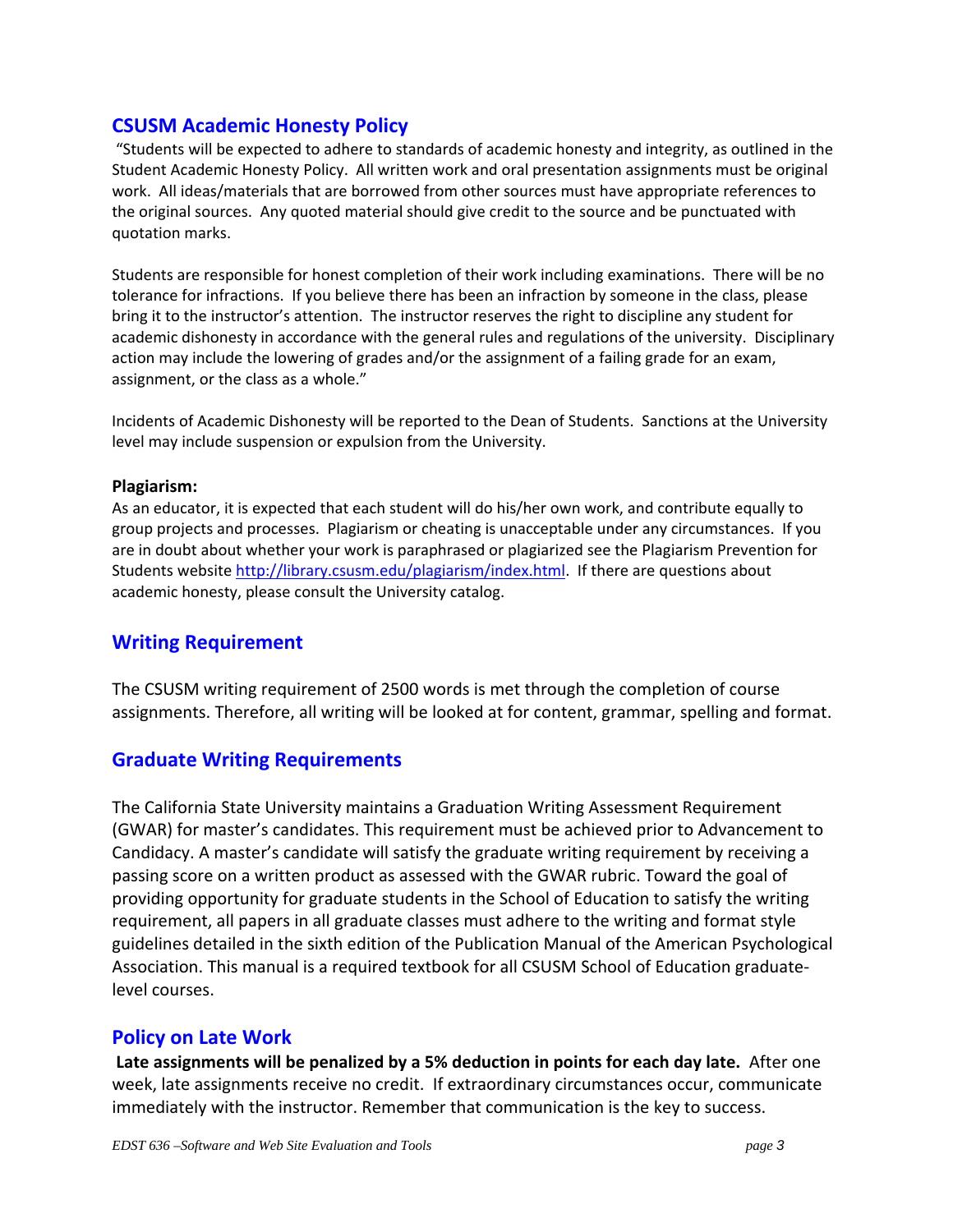## CSUSM Academic Honesty Policy

"Students will be expected to adhere to standards of academic honesty and integrity, as outlined in the Student Academic Honesty Policy. All written work and oral presentation assignments must be original work. All ideas/materials that are borrowed from other sources must have appropriate references to the original sources. Any quoted material should give credit to the source and be punctuated with quotation marks.

Students are responsible for honest completion of their work including examinations. There will be no tolerance for infractions. If you believe there has been an infraction by someone in the class, please bring it to the instructor's attention. The instructor reserves the right to discipline any student for academic dishonesty in accordance with the general rules and regulations of the university. Disciplinary action may include the lowering of grades and/or the assignment of a failing grade for an exam, assignment, or the class as a whole."

Incidents of Academic Dishonesty will be reported to the Dean of Students. Sanctions at the University level may include suspension or expulsion from the University.

**Plagiarism:**

As an educator, it is expected that each student will do his/her own work, and contribute equally to group projects and processes. Plagiarism or cheating is unacceptable under any circumstances. If you are in doubt about whether your work is paraphrased or plagiarized see the Plagiarism Prevention for Students website http://library.csusm.edu/plagiarism/index.html. If there are questions about academic honesty, please consult the University catalog.

## Writing Requirement

The CSUSM writing requirement of 2500 words is met through the completion of course assignments. Therefore, all writing will be looked at for content, grammar, spelling and format.

## Graduate Writing Requirements

The California State University maintains a Graduation Writing Assessment Requirement (GWAR) for master's candidates. This requirement must be achieved prior to Advancement to Candidacy. A master's candidate will satisfy the graduate writing requirement by receiving a passing score on a written product as assessed with the GWAR rubric. Toward the goal of providing opportunity for graduate students in the School of Education to satisfy the writing requirement, all papers in all graduate classes must adhere to the writing and format style guidelines detailed in the sixth edition of the Publication Manual of the American Psychological Association. This manual is a required textbook for all CSUSM School of Education graduate-level courses.

## Policy on Late Work

**Late assignments will be penalized by a 5% deduction in points for each day late.** After one week, late assignments receive no credit. If extraordinary circumstances occur, communicate immediately with the instructor. Remember that communication is the key to success.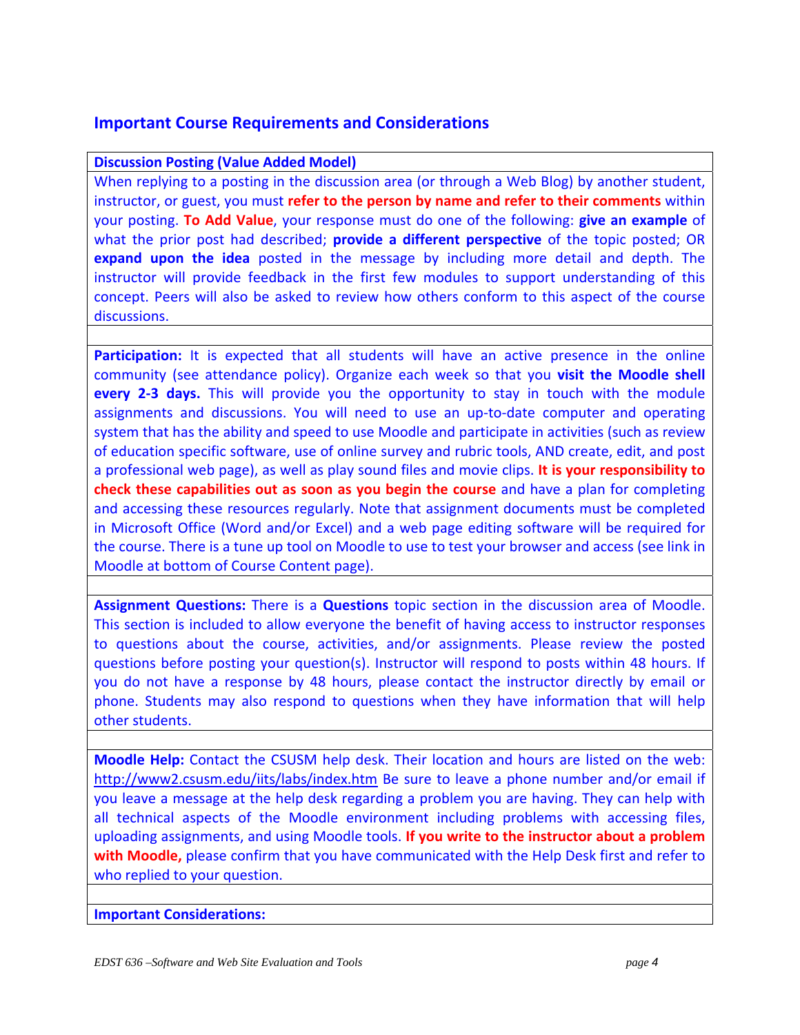## Important Course Requirements and Considerations

**Discussion Posting (Value Added Model)**

When replying to a posting in the discussion area (or through a Web Blog) by another student, instructor, or guest, you must **refer to the person by name and refer to their comments** within your posting. **To Add Value**, your response must do one of the following: **give an example** of what the prior post had described; **provide a different perspective** of the topic posted; OR **expand upon the idea** posted in the message by including more detail and depth. The instructor will provide feedback in the first few modules to support understanding of this concept. Peers will also be asked to review how others conform to this aspect of the course discussions.

**Participation:** It is expected that all students will have an active presence in the online community (see attendance policy). Organize each week so that you **visit the Moodle shell every 2-3 days.** This will provide you the opportunity to stay in touch with the module assignments and discussions. You will need to use an up-to-date computer and operating system that has the ability and speed to use Moodle and participate in activities (such as review of education specific software, use of online survey and rubric tools, AND create, edit, and post a professional web page), as well as play sound files and movie clips. **It is your responsibility to check these capabilities out as soon as you begin the course** and have a plan for completing and accessing these resources regularly. Note that assignment documents must be completed in Microsoft Office (Word and/or Excel) and a web page editing software will be required for the course. There is a tune up tool on Moodle to use to test your browser and access (see link in Moodle at bottom of Course Content page).

**Assignment Questions:** There is a **Questions** topic section in the discussion area of Moodle. This section is included to allow everyone the benefit of having access to instructor responses to questions about the course, activities, and/or assignments. Please review the posted questions before posting your question(s). Instructor will respond to posts within 48 hours. If you do not have a response by 48 hours, please contact the instructor directly by email or phone. Students may also respond to questions when they have information that will help other students.

**Moodle Help:** Contact the CSUSM help desk. Their location and hours are listed on the web: http://www2.csusm.edu/iits/labs/index.htm Be sure to leave a phone number and/or email if you leave a message at the help desk regarding a problem you are having. They can help with all technical aspects of the Moodle environment including problems with accessing files, uploading assignments, and using Moodle tools. **If you write to the instructor about a problem with Moodle,** please confirm that you have communicated with the Help Desk first and refer to who replied to your question.

**Important Considerations:**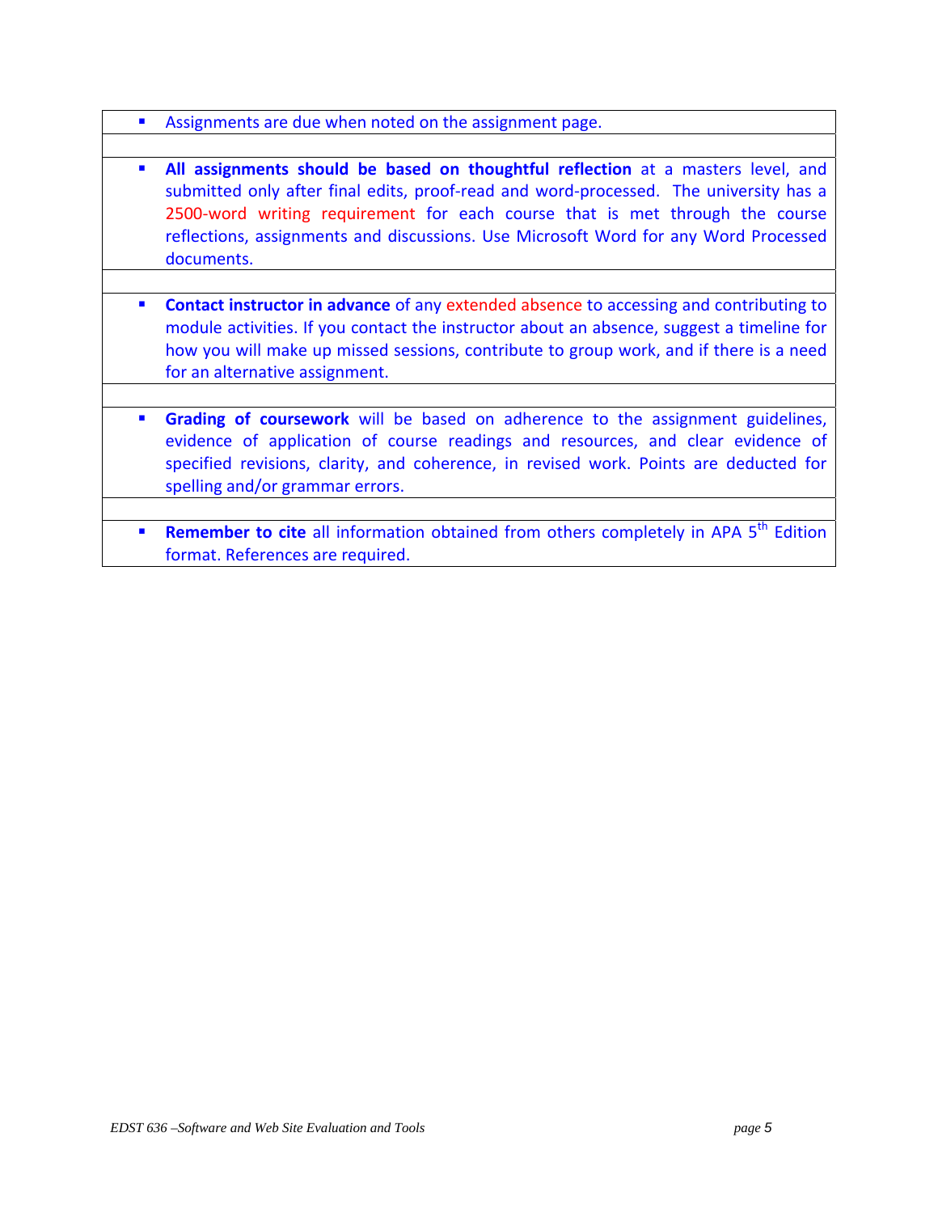- Assignments are due when noted on the assignment page.

- **All assignments should be based on thoughtful reflection** at a masters level, and submitted only after final edits, proof-read and word-processed. The university has a 2500-word writing requirement for each course that is met through the course reflections, assignments and discussions. Use Microsoft Word for any Word Processed documents.

- **Contact instructor in advance** of any extended absence to accessing and contributing to module activities. If you contact the instructor about an absence, suggest a timeline for how you will make up missed sessions, contribute to group work, and if there is a need for an alternative assignment.

- **Grading of coursework** will be based on adherence to the assignment guidelines, evidence of application of course readings and resources, and clear evidence of specified revisions, clarity, and coherence, in revised work. Points are deducted for spelling and/or grammar errors.

- **Remember to cite** all information obtained from others completely in APA 5th Edition format. References are required.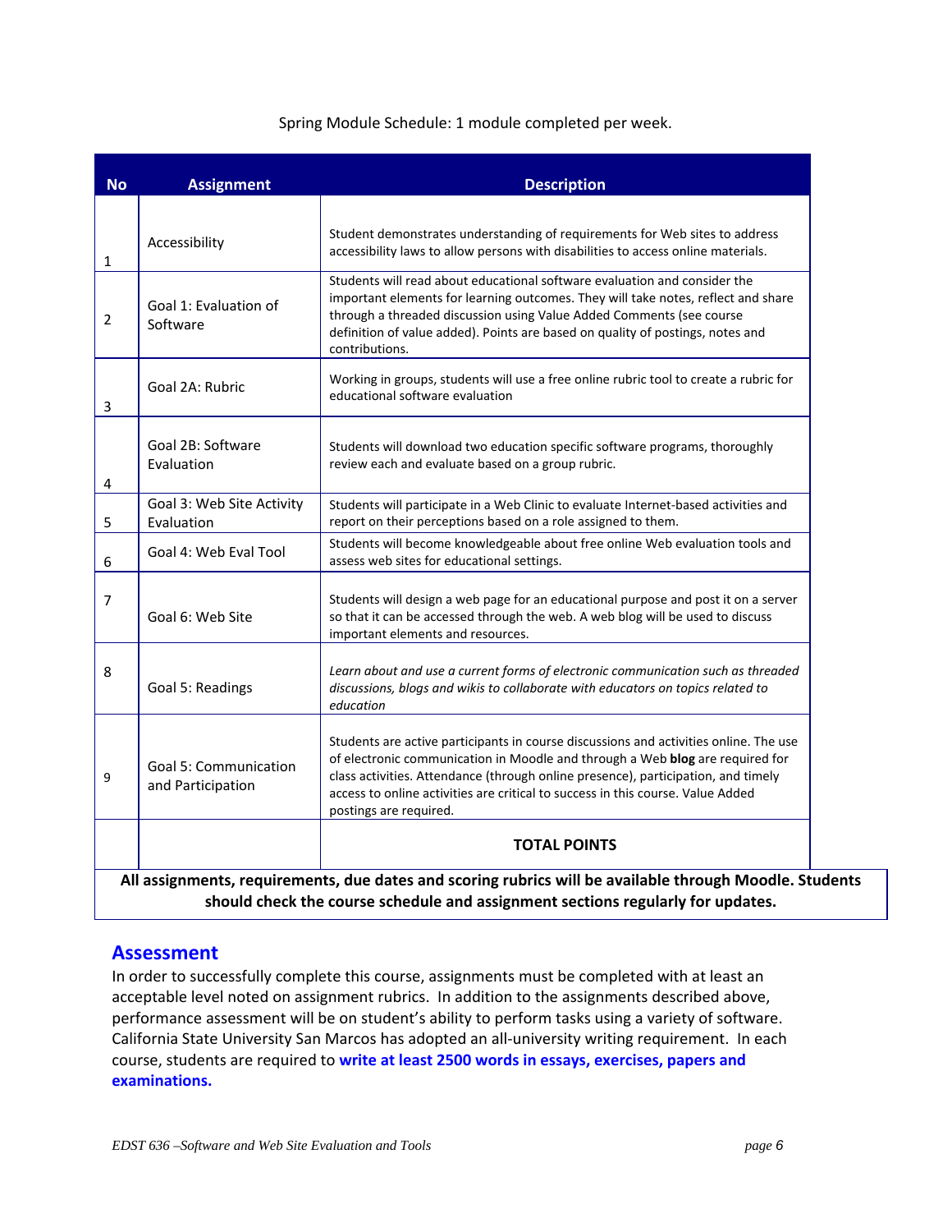Spring Module Schedule: 1 module completed per week.

| No | Assignment | Description |
|---|---|---|
| 1 | Accessibility | Student demonstrates understanding of requirements for Web sites to address accessibility laws to allow persons with disabilities to access online materials. |
| 2 | Goal 1: Evaluation of Software | Students will read about educational software evaluation and consider the important elements for learning outcomes. They will take notes, reflect and share through a threaded discussion using Value Added Comments (see course definition of value added). Points are based on quality of postings, notes and contributions. |
| 3 | Goal 2A: Rubric | Working in groups, students will use a free online rubric tool to create a rubric for educational software evaluation |
| 4 | Goal 2B: Software Evaluation | Students will download two education specific software programs, thoroughly review each and evaluate based on a group rubric. |
| 5 | Goal 3: Web Site Activity Evaluation | Students will participate in a Web Clinic to evaluate Internet-based activities and report on their perceptions based on a role assigned to them. |
| 6 | Goal 4: Web Eval Tool | Students will become knowledgeable about free online Web evaluation tools and assess web sites for educational settings. |
| 7 | Goal 6: Web Site | Students will design a web page for an educational purpose and post it on a server so that it can be accessed through the web. A web blog will be used to discuss important elements and resources. |
| 8 | Goal 5: Readings | *Learn about and use a current forms of electronic communication such as threaded discussions, blogs and wikis to collaborate with educators on topics related to education* |
| 9 | Goal 5: Communication and Participation | Students are active participants in course discussions and activities online. The use of electronic communication in Moodle and through a Web **blog** are required for class activities. Attendance (through online presence), participation, and timely access to online activities are critical to success in this course. Value Added postings are required. |
| | | **TOTAL POINTS** |

**All assignments, requirements, due dates and scoring rubrics will be available through Moodle. Students should check the course schedule and assignment sections regularly for updates.**

## Assessment

In order to successfully complete this course, assignments must be completed with at least an acceptable level noted on assignment rubrics. In addition to the assignments described above, performance assessment will be on student's ability to perform tasks using a variety of software. California State University San Marcos has adopted an all-university writing requirement. In each course, students are required to **write at least 2500 words in essays, exercises, papers and examinations.**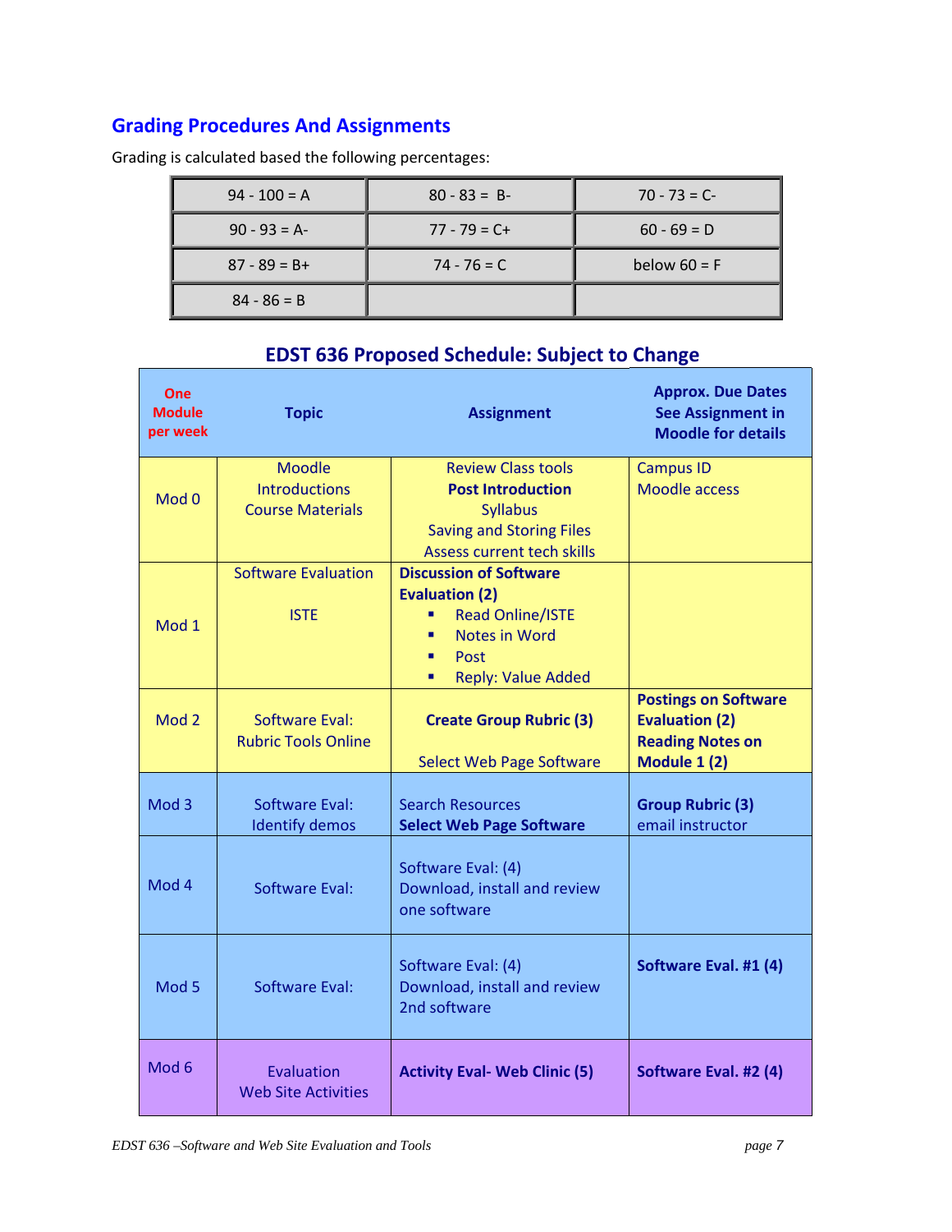## Grading Procedures And Assignments

Grading is calculated based the following percentages:

| | | |
|---|---|---|
| 94 - 100 = A | 80 - 83 = B- | 70 - 73 = C- |
| 90 - 93 = A- | 77 - 79 = C+ | 60 - 69 = D |
| 87 - 89 = B+ | 74 - 76 = C | below 60 = F |
| 84 - 86 = B | | |

### EDST 636 Proposed Schedule: Subject to Change

| One Module per week | Topic | Assignment | Approx. Due Dates See Assignment in Moodle for details |
|---|---|---|---|
| Mod 0 | Moodle<br>Introductions<br>Course Materials | Review Class tools<br>**Post Introduction**<br>Syllabus<br>Saving and Storing Files<br>Assess current tech skills | Campus ID<br>Moodle access |
| Mod 1 | Software Evaluation<br><br>ISTE | **Discussion of Software Evaluation (2)**<br>▪ Read Online/ISTE<br>▪ Notes in Word<br>▪ Post<br>▪ Reply: Value Added | |
| Mod 2 | Software Eval:<br>Rubric Tools Online | **Create Group Rubric (3)**<br><br>Select Web Page Software | **Postings on Software Evaluation (2)**<br>**Reading Notes on Module 1 (2)** |
| Mod 3 | Software Eval:<br>Identify demos | Search Resources<br>**Select Web Page Software** | **Group Rubric (3)**<br>email instructor |
| Mod 4 | Software Eval: | Software Eval: (4)<br>Download, install and review one software | |
| Mod 5 | Software Eval: | Software Eval: (4)<br>Download, install and review 2nd software | **Software Eval. #1 (4)** |
| Mod 6 | Evaluation<br>Web Site Activities | **Activity Eval- Web Clinic (5)** | **Software Eval. #2 (4)** |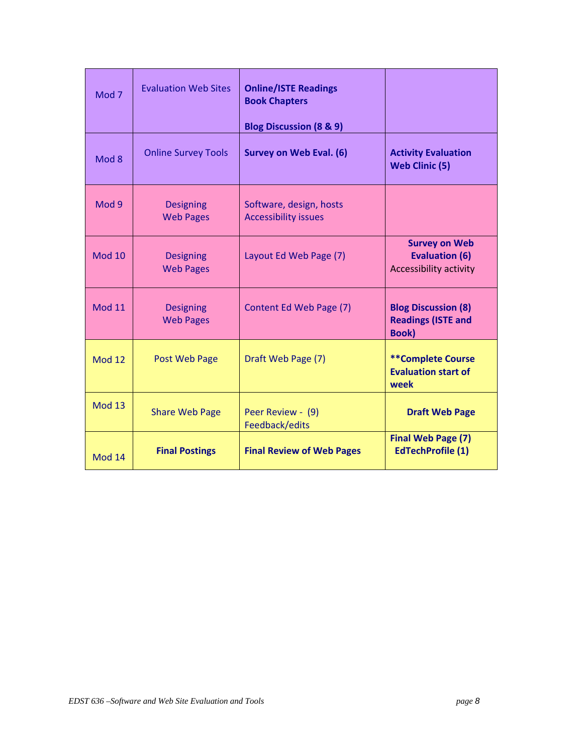| | | | |
|---|---|---|---|
| Mod 7 | Evaluation Web Sites | **Online/ISTE Readings** **Book Chapters** **Blog Discussion (8 & 9)** | |
| Mod 8 | Online Survey Tools | **Survey on Web Eval. (6)** | **Activity Evaluation Web Clinic (5)** |
| Mod 9 | Designing Web Pages | Software, design, hosts Accessibility issues | |
| Mod 10 | Designing Web Pages | Layout Ed Web Page (7) | **Survey on Web Evaluation (6)** Accessibility activity |
| Mod 11 | Designing Web Pages | Content Ed Web Page (7) | **Blog Discussion (8) Readings (ISTE and Book)** |
| Mod 12 | Post Web Page | Draft Web Page (7) | **\*\*Complete Course Evaluation start of week** |
| Mod 13 | Share Web Page | Peer Review - (9) Feedback/edits | **Draft Web Page** |
| Mod 14 | **Final Postings** | **Final Review of Web Pages** | **Final Web Page (7) EdTechProfile (1)** |